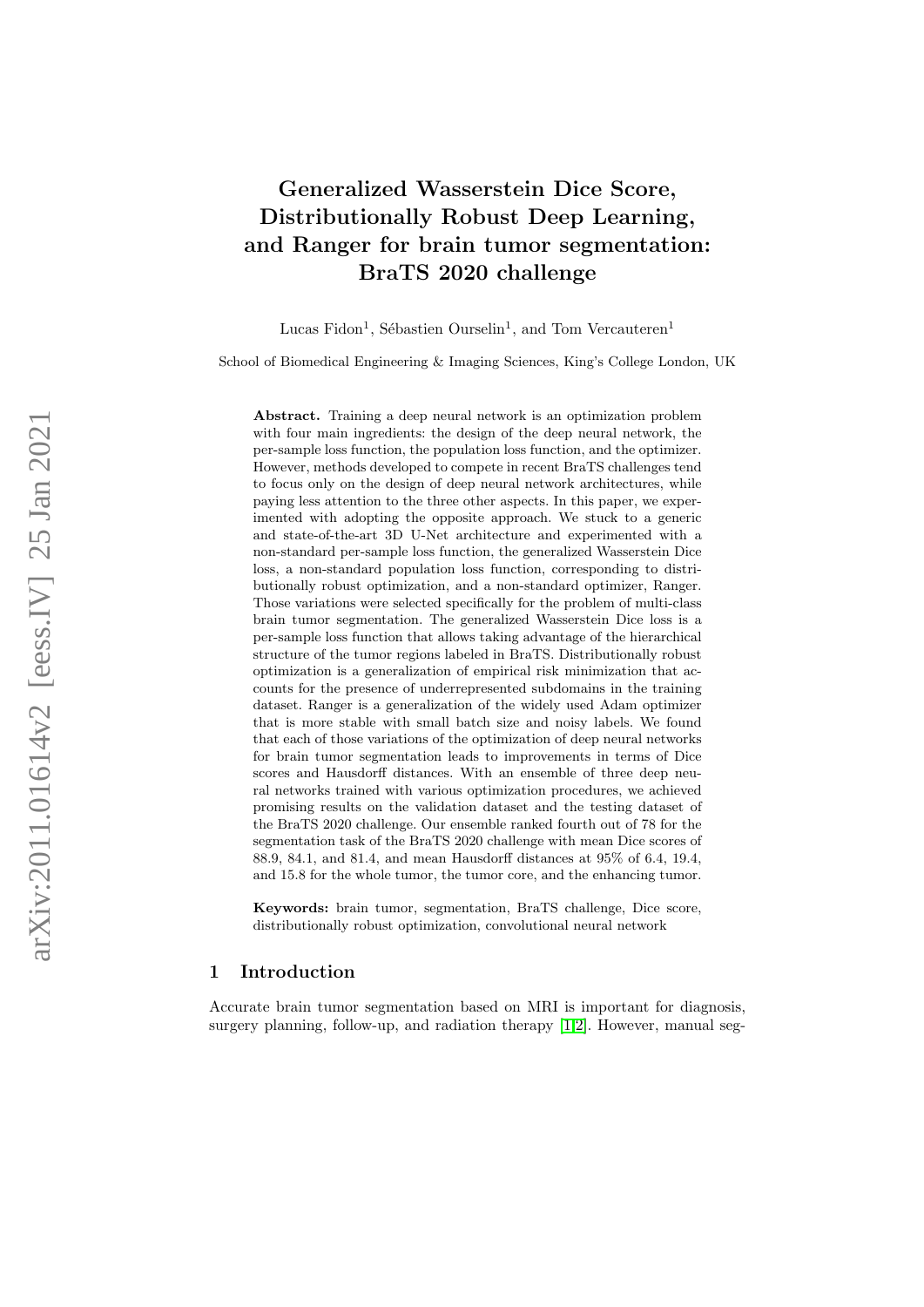# Generalized Wasserstein Dice Score, Distributionally Robust Deep Learning, and Ranger for brain tumor segmentation: BraTS 2020 challenge

Lucas Fidon[1], Sébastien Ourselin[1], and Tom Vercauteren[1]

School of Biomedical Engineering & Imaging Sciences, King's College London, UK

**Abstract.** Training a deep neural network is an optimization problem with four main ingredients: the design of the deep neural network, the per-sample loss function, the population loss function, and the optimizer. However, methods developed to compete in recent BraTS challenges tend to focus only on the design of deep neural network architectures, while paying less attention to the three other aspects. In this paper, we experimented with adopting the opposite approach. We stuck to a generic and state-of-the-art 3D U-Net architecture and experimented with a non-standard per-sample loss function, the generalized Wasserstein Dice loss, a non-standard population loss function, corresponding to distributionally robust optimization, and a non-standard optimizer, Ranger. Those variations were selected specifically for the problem of multi-class brain tumor segmentation. The generalized Wasserstein Dice loss is a per-sample loss function that allows taking advantage of the hierarchical structure of the tumor regions labeled in BraTS. Distributionally robust optimization is a generalization of empirical risk minimization that accounts for the presence of underrepresented subdomains in the training dataset. Ranger is a generalization of the widely used Adam optimizer that is more stable with small batch size and noisy labels. We found that each of those variations of the optimization of deep neural networks for brain tumor segmentation leads to improvements in terms of Dice scores and Hausdorff distances. With an ensemble of three deep neural networks trained with various optimization procedures, we achieved promising results on the validation dataset and the testing dataset of the BraTS 2020 challenge. Our ensemble ranked fourth out of 78 for the segmentation task of the BraTS 2020 challenge with mean Dice scores of 88.9, 84.1, and 81.4, and mean Hausdorff distances at 95% of 6.4, 19.4, and 15.8 for the whole tumor, the tumor core, and the enhancing tumor.

**Keywords:** brain tumor, segmentation, BraTS challenge, Dice score, distributionally robust optimization, convolutional neural network

## 1 Introduction

Accurate brain tumor segmentation based on MRI is important for diagnosis, surgery planning, follow-up, and radiation therapy [1,2]. However, manual seg-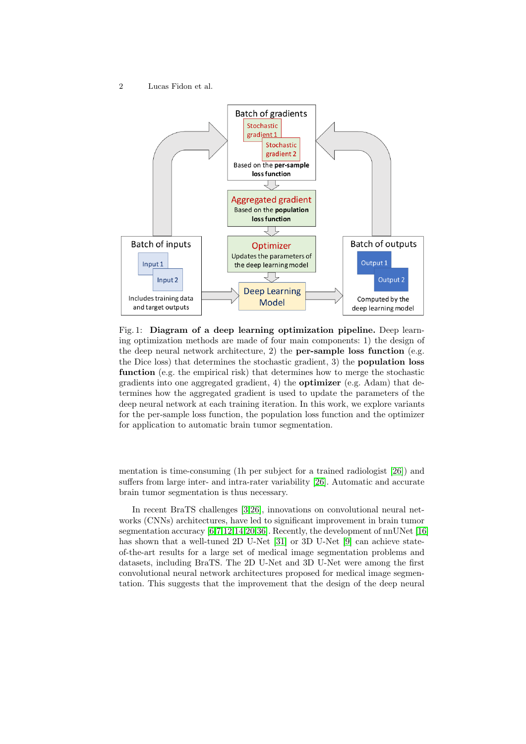Fig. 1: **Diagram of a deep learning optimization pipeline.** Deep learning optimization methods are made of four main components: 1) the design of the deep neural network architecture, 2) the **per-sample loss function** (e.g. the Dice loss) that determines the stochastic gradient, 3) the **population loss function** (e.g. the empirical risk) that determines how to merge the stochastic gradients into one aggregated gradient, 4) the **optimizer** (e.g. Adam) that determines how the aggregated gradient is used to update the parameters of the deep neural network at each training iteration. In this work, we explore variants for the per-sample loss function, the population loss function and the optimizer for application to automatic brain tumor segmentation.

mentation is time-consuming (1h per subject for a trained radiologist [26]) and suffers from large inter- and intra-rater variability [26]. Automatic and accurate brain tumor segmentation is thus necessary.

In recent BraTS challenges [3,26], innovations on convolutional neural networks (CNNs) architectures, have led to significant improvement in brain tumor segmentation accuracy [6,7,12,14,20,36]. Recently, the development of nnUNet [16] has shown that a well-tuned 2D U-Net [31] or 3D U-Net [9] can achieve state-of-the-art results for a large set of medical image segmentation problems and datasets, including BraTS. The 2D U-Net and 3D U-Net were among the first convolutional neural network architectures proposed for medical image segmentation. This suggests that the improvement that the design of the deep neural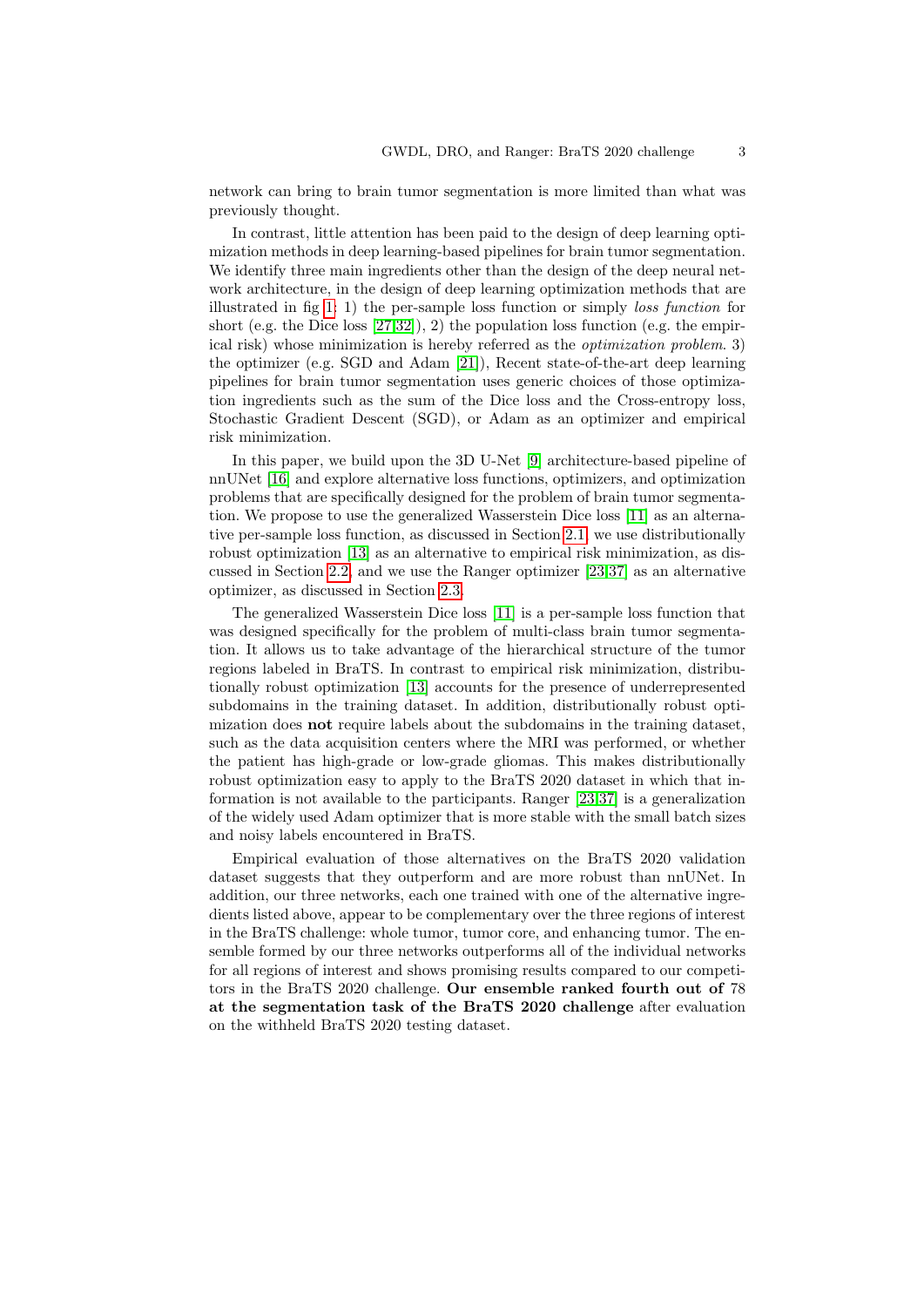network can bring to brain tumor segmentation is more limited than what was previously thought.

In contrast, little attention has been paid to the design of deep learning optimization methods in deep learning-based pipelines for brain tumor segmentation. We identify three main ingredients other than the design of the deep neural network architecture, in the design of deep learning optimization methods that are illustrated in fig 1: 1) the per-sample loss function or simply *loss function* for short (e.g. the Dice loss [27,32]), 2) the population loss function (e.g. the empirical risk) whose minimization is hereby referred as the *optimization problem*. 3) the optimizer (e.g. SGD and Adam [21]), Recent state-of-the-art deep learning pipelines for brain tumor segmentation uses generic choices of those optimization ingredients such as the sum of the Dice loss and the Cross-entropy loss, Stochastic Gradient Descent (SGD), or Adam as an optimizer and empirical risk minimization.

In this paper, we build upon the 3D U-Net [9] architecture-based pipeline of nnUNet [16] and explore alternative loss functions, optimizers, and optimization problems that are specifically designed for the problem of brain tumor segmentation. We propose to use the generalized Wasserstein Dice loss [11] as an alternative per-sample loss function, as discussed in Section 2.1, we use distributionally robust optimization [13] as an alternative to empirical risk minimization, as discussed in Section 2.2, and we use the Ranger optimizer [23,37] as an alternative optimizer, as discussed in Section 2.3.

The generalized Wasserstein Dice loss [11] is a per-sample loss function that was designed specifically for the problem of multi-class brain tumor segmentation. It allows us to take advantage of the hierarchical structure of the tumor regions labeled in BraTS. In contrast to empirical risk minimization, distributionally robust optimization [13] accounts for the presence of underrepresented subdomains in the training dataset. In addition, distributionally robust optimization does **not** require labels about the subdomains in the training dataset, such as the data acquisition centers where the MRI was performed, or whether the patient has high-grade or low-grade gliomas. This makes distributionally robust optimization easy to apply to the BraTS 2020 dataset in which that information is not available to the participants. Ranger [23,37] is a generalization of the widely used Adam optimizer that is more stable with the small batch sizes and noisy labels encountered in BraTS.

Empirical evaluation of those alternatives on the BraTS 2020 validation dataset suggests that they outperform and are more robust than nnUNet. In addition, our three networks, each one trained with one of the alternative ingredients listed above, appear to be complementary over the three regions of interest in the BraTS challenge: whole tumor, tumor core, and enhancing tumor. The ensemble formed by our three networks outperforms all of the individual networks for all regions of interest and shows promising results compared to our competitors in the BraTS 2020 challenge. **Our ensemble ranked fourth out of** 78 **at the segmentation task of the BraTS 2020 challenge** after evaluation on the withheld BraTS 2020 testing dataset.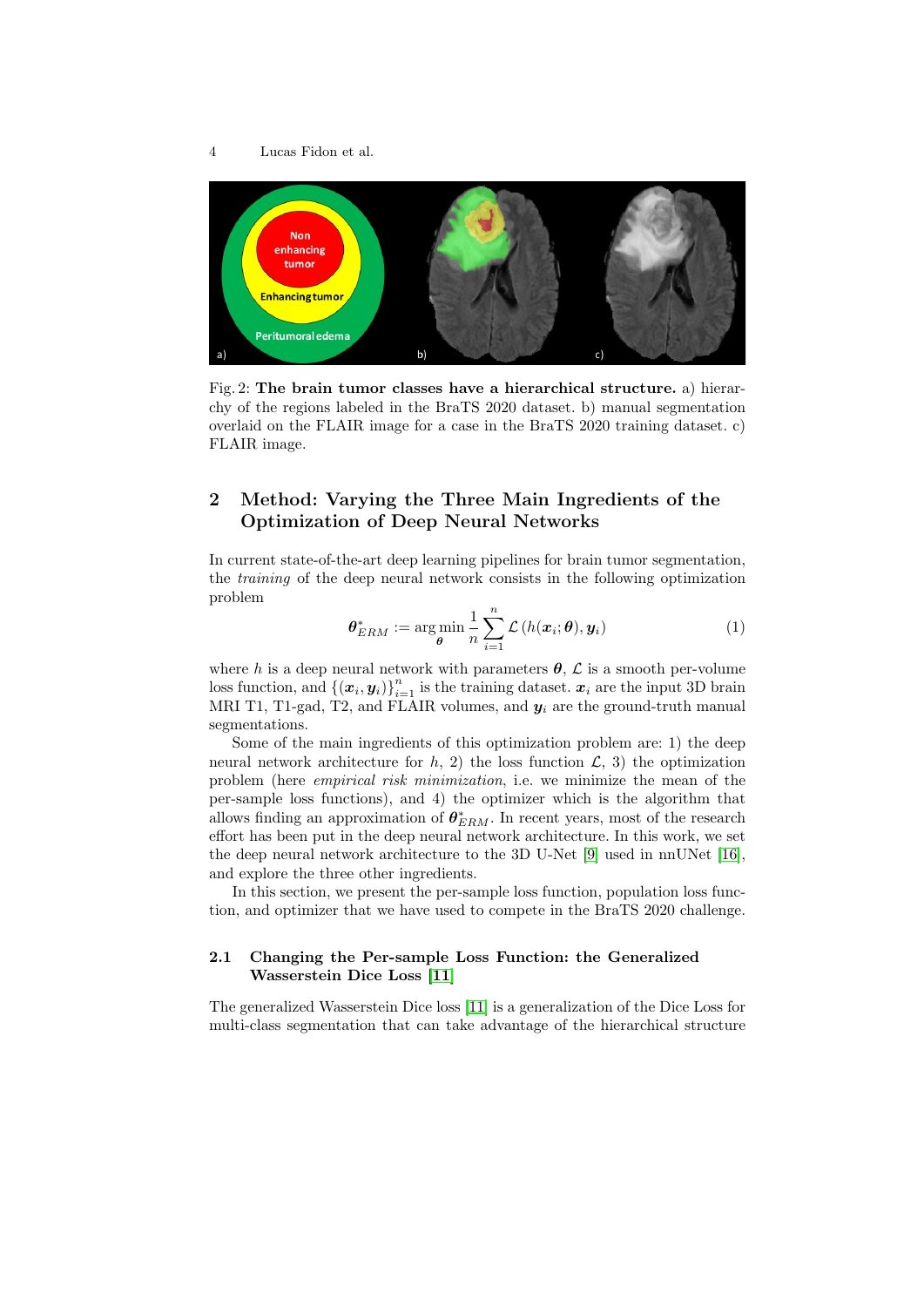Fig. 2: **The brain tumor classes have a hierarchical structure.** a) hierarchy of the regions labeled in the BraTS 2020 dataset. b) manual segmentation overlaid on the FLAIR image for a case in the BraTS 2020 training dataset. c) FLAIR image.

## 2 Method: Varying the Three Main Ingredients of the Optimization of Deep Neural Networks

In current state-of-the-art deep learning pipelines for brain tumor segmentation, the *training* of the deep neural network consists in the following optimization problem

$$\boldsymbol{\theta}^*_{ERM} := \arg\min_{\boldsymbol{\theta}} \frac{1}{n}\sum_{i=1}^{n} \mathcal{L}\left(h(\boldsymbol{x}_i;\boldsymbol{\theta}), \boldsymbol{y}_i\right) \tag{1}$$

where $h$ is a deep neural network with parameters $\boldsymbol{\theta}$, $\mathcal{L}$ is a smooth per-volume loss function, and $\{(\boldsymbol{x}_i, \boldsymbol{y}_i)\}_{i=1}^{n}$ is the training dataset. $\boldsymbol{x}_i$ are the input 3D brain MRI T1, T1-gad, T2, and FLAIR volumes, and $\boldsymbol{y}_i$ are the ground-truth manual segmentations.

Some of the main ingredients of this optimization problem are: 1) the deep neural network architecture for $h$, 2) the loss function $\mathcal{L}$, 3) the optimization problem (here *empirical risk minimization*, i.e. we minimize the mean of the per-sample loss functions), and 4) the optimizer which is the algorithm that allows finding an approximation of $\boldsymbol{\theta}^*_{ERM}$. In recent years, most of the research effort has been put in the deep neural network architecture. In this work, we set the deep neural network architecture to the 3D U-Net [9] used in nnUNet [16], and explore the three other ingredients.

In this section, we present the per-sample loss function, population loss function, and optimizer that we have used to compete in the BraTS 2020 challenge.

### 2.1 Changing the Per-sample Loss Function: the Generalized Wasserstein Dice Loss [11]

The generalized Wasserstein Dice loss [11] is a generalization of the Dice Loss for multi-class segmentation that can take advantage of the hierarchical structure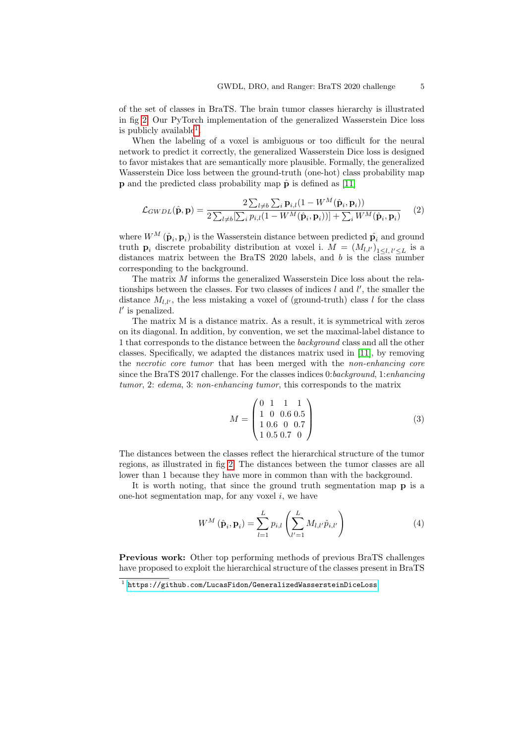of the set of classes in BraTS. The brain tumor classes hierarchy is illustrated in fig 2. Our PyTorch implementation of the generalized Wasserstein Dice loss is publicly available[1].

When the labeling of a voxel is ambiguous or too difficult for the neural network to predict it correctly, the generalized Wasserstein Dice loss is designed to favor mistakes that are semantically more plausible. Formally, the generalized Wasserstein Dice loss between the ground-truth (one-hot) class probability map $\mathbf{p}$ and the predicted class probability map $\hat{\mathbf{p}}$ is defined as [11]

$$\mathcal{L}_{GWDL}(\hat{\mathbf{p}}, \mathbf{p}) = \frac{2 \sum_{l \neq b} \sum_i \mathbf{p}_{i,l}(1 - W^M(\hat{\mathbf{p}}_i, \mathbf{p}_i))}{2 \sum_{l \neq b} [\sum_i p_{i,l}(1 - W^M(\hat{\mathbf{p}}_i, \mathbf{p}_i))] + \sum_i W^M(\hat{\mathbf{p}}_i, \mathbf{p}_i)} \quad (2)$$

where $W^M(\hat{\mathbf{p}}_i, \mathbf{p}_i)$ is the Wasserstein distance between predicted $\hat{\mathbf{p}}_i$ and ground truth $\mathbf{p}_i$ discrete probability distribution at voxel i. $M = (M_{l,l'})_{1 \leq l, l' \leq L}$ is a distances matrix between the BraTS 2020 labels, and $b$ is the class number corresponding to the background.

The matrix $M$ informs the generalized Wasserstein Dice loss about the relationships between the classes. For two classes of indices $l$ and $l'$, the smaller the distance $M_{l,l'}$, the less mistaking a voxel of (ground-truth) class $l$ for the class $l'$ is penalized.

The matrix M is a distance matrix. As a result, it is symmetrical with zeros on its diagonal. In addition, by convention, we set the maximal-label distance to 1 that corresponds to the distance between the *background* class and all the other classes. Specifically, we adapted the distances matrix used in [11], by removing the *necrotic core tumor* that has been merged with the *non-enhancing core* since the BraTS 2017 challenge. For the classes indices 0:*background*, 1:*enhancing tumor*, 2: *edema*, 3: *non-enhancing tumor*, this corresponds to the matrix

$$M = \begin{pmatrix} 0 & 1 & 1 & 1 \\ 1 & 0 & 0.6 & 0.5 \\ 1 & 0.6 & 0 & 0.7 \\ 1 & 0.5 & 0.7 & 0 \end{pmatrix} \quad (3)$$

The distances between the classes reflect the hierarchical structure of the tumor regions, as illustrated in fig 2. The distances between the tumor classes are all lower than 1 because they have more in common than with the background.

It is worth noting, that since the ground truth segmentation map $\mathbf{p}$ is a one-hot segmentation map, for any voxel $i$, we have

$$W^M(\hat{\mathbf{p}}_i, \mathbf{p}_i) = \sum_{l=1}^{L} p_{i,l} \left( \sum_{l'=1}^{L} M_{l,l'} \hat{p}_{i,l'} \right) \quad (4)$$

**Previous work:** Other top performing methods of previous BraTS challenges have proposed to exploit the hierarchical structure of the classes present in BraTS

[1] https://github.com/LucasFidon/GeneralizedWassersteinDiceLoss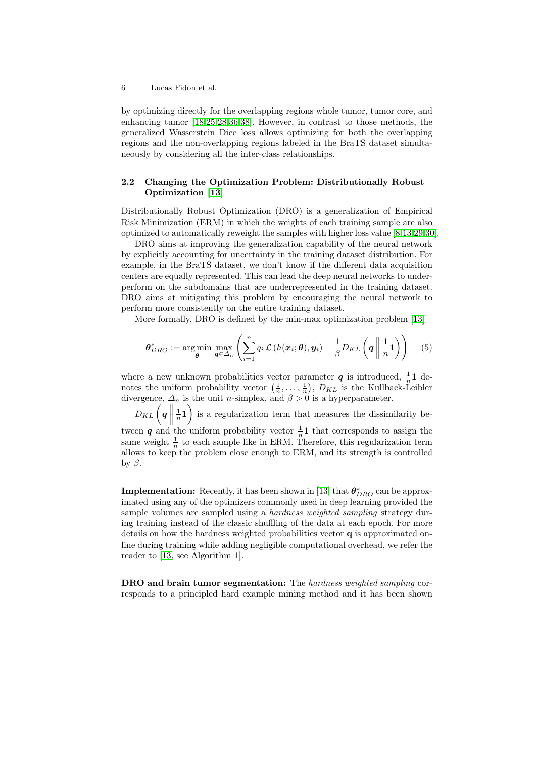by optimizing directly for the overlapping regions whole tumor, tumor core, and enhancing tumor [18,25,28,36,38]. However, in contrast to those methods, the generalized Wasserstein Dice loss allows optimizing for both the overlapping regions and the non-overlapping regions labeled in the BraTS dataset simultaneously by considering all the inter-class relationships.

### 2.2 Changing the Optimization Problem: Distributionally Robust Optimization [13]

Distributionally Robust Optimization (DRO) is a generalization of Empirical Risk Minimization (ERM) in which the weights of each training sample are also optimized to automatically reweight the samples with higher loss value [8,13,29,30].

DRO aims at improving the generalization capability of the neural network by explicitly accounting for uncertainty in the training dataset distribution. For example, in the BraTS dataset, we don't know if the different data acquisition centers are equally represented. This can lead the deep neural networks to underperform on the subdomains that are underrepresented in the training dataset. DRO aims at mitigating this problem by encouraging the neural network to perform more consistently on the entire training dataset.

More formally, DRO is defined by the min-max optimization problem [13]

$$\boldsymbol{\theta}_{DRO}^{*} := \arg\min_{\boldsymbol{\theta}} \max_{\boldsymbol{q} \in \Delta_n} \left( \sum_{i=1}^{n} q_i \, \mathcal{L}\left(h(\boldsymbol{x}_i; \boldsymbol{\theta}), \boldsymbol{y}_i\right) - \frac{1}{\beta} D_{KL}\left( \boldsymbol{q} \, \middle\| \, \frac{1}{n}\mathbf{1} \right) \right) \tag{5}$$

where a new unknown probabilities vector parameter $\boldsymbol{q}$ is introduced, $\frac{1}{n}\mathbf{1}$ denotes the uniform probability vector $\left(\frac{1}{n}, \ldots, \frac{1}{n}\right)$, $D_{KL}$ is the Kullback-Leibler divergence, $\Delta_n$ is the unit $n$-simplex, and $\beta > 0$ is a hyperparameter.

$D_{KL}\left( \boldsymbol{q} \, \middle\| \, \frac{1}{n}\mathbf{1} \right)$ is a regularization term that measures the dissimilarity between $\boldsymbol{q}$ and the uniform probability vector $\frac{1}{n}\mathbf{1}$ that corresponds to assign the same weight $\frac{1}{n}$ to each sample like in ERM. Therefore, this regularization term allows to keep the problem close enough to ERM, and its strength is controlled by $\beta$.

**Implementation:** Recently, it has been shown in [13] that $\boldsymbol{\theta}_{DRO}^{*}$ can be approximated using any of the optimizers commonly used in deep learning provided the sample volumes are sampled using a *hardness weighted sampling* strategy during training instead of the classic shuffling of the data at each epoch. For more details on how the hardness weighted probabilities vector $\mathbf{q}$ is approximated online during training while adding negligible computational overhead, we refer the reader to [13, see Algorithm 1].

**DRO and brain tumor segmentation:** The *hardness weighted sampling* corresponds to a principled hard example mining method and it has been shown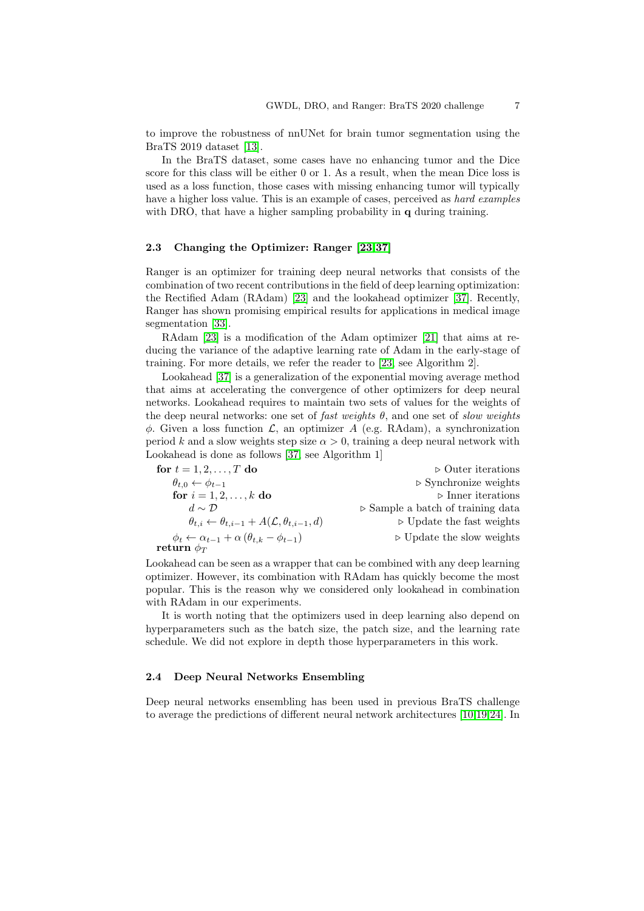to improve the robustness of nnUNet for brain tumor segmentation using the BraTS 2019 dataset [13].

In the BraTS dataset, some cases have no enhancing tumor and the Dice score for this class will be either 0 or 1. As a result, when the mean Dice loss is used as a loss function, those cases with missing enhancing tumor will typically have a higher loss value. This is an example of cases, perceived as *hard examples* with DRO, that have a higher sampling probability in $\mathbf{q}$ during training.

### 2.3 Changing the Optimizer: Ranger [23,37]

Ranger is an optimizer for training deep neural networks that consists of the combination of two recent contributions in the field of deep learning optimization: the Rectified Adam (RAdam) [23] and the lookahead optimizer [37]. Recently, Ranger has shown promising empirical results for applications in medical image segmentation [33].

RAdam [23] is a modification of the Adam optimizer [21] that aims at reducing the variance of the adaptive learning rate of Adam in the early-stage of training. For more details, we refer the reader to [23, see Algorithm 2].

Lookahead [37] is a generalization of the exponential moving average method that aims at accelerating the convergence of other optimizers for deep neural networks. Lookahead requires to maintain two sets of values for the weights of the deep neural networks: one set of *fast weights* $\theta$, and one set of *slow weights* $\phi$. Given a loss function $\mathcal{L}$, an optimizer $A$ (e.g. RAdam), a synchronization period $k$ and a slow weights step size $\alpha > 0$, training a deep neural network with Lookahead is done as follows [37, see Algorithm 1]

**for** $t = 1, 2, \ldots, T$ **do** ▷ Outer iterations
  $\theta_{t,0} \leftarrow \phi_{t-1}$ ▷ Synchronize weights
  **for** $i = 1, 2, \ldots, k$ **do** ▷ Inner iterations
    $d \sim \mathcal{D}$ ▷ Sample a batch of training data
    $\theta_{t,i} \leftarrow \theta_{t,i-1} + A(\mathcal{L}, \theta_{t,i-1}, d)$ ▷ Update the fast weights
  $\phi_t \leftarrow \alpha_{t-1} + \alpha\,(\theta_{t,k} - \phi_{t-1})$ ▷ Update the slow weights
**return** $\phi_T$

Lookahead can be seen as a wrapper that can be combined with any deep learning optimizer. However, its combination with RAdam has quickly become the most popular. This is the reason why we considered only lookahead in combination with RAdam in our experiments.

It is worth noting that the optimizers used in deep learning also depend on hyperparameters such as the batch size, the patch size, and the learning rate schedule. We did not explore in depth those hyperparameters in this work.

### 2.4 Deep Neural Networks Ensembling

Deep neural networks ensembling has been used in previous BraTS challenge to average the predictions of different neural network architectures [10,19,24]. In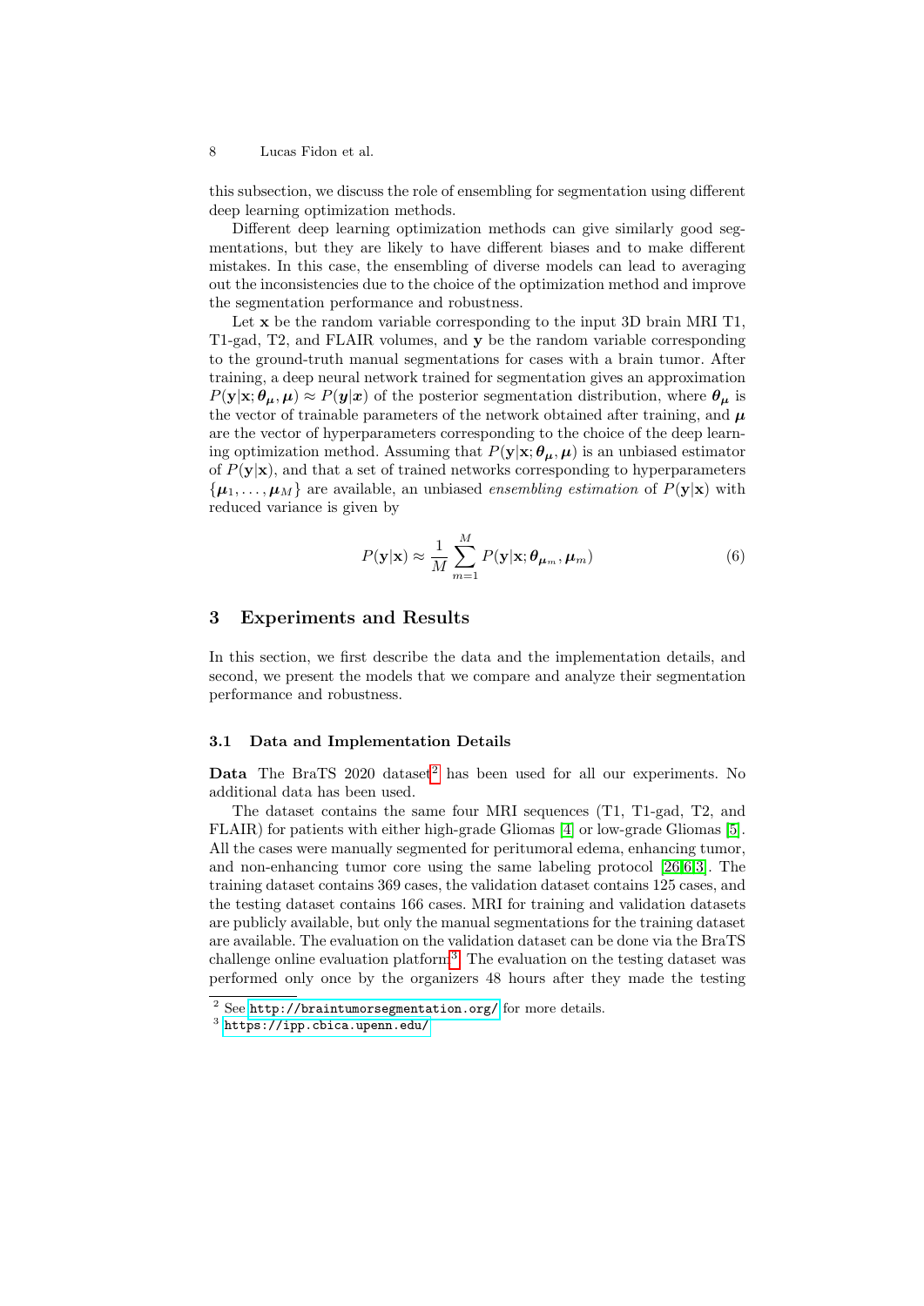this subsection, we discuss the role of ensembling for segmentation using different deep learning optimization methods.

Different deep learning optimization methods can give similarly good segmentations, but they are likely to have different biases and to make different mistakes. In this case, the ensembling of diverse models can lead to averaging out the inconsistencies due to the choice of the optimization method and improve the segmentation performance and robustness.

Let $\mathbf{x}$ be the random variable corresponding to the input 3D brain MRI T1, T1-gad, T2, and FLAIR volumes, and $\mathbf{y}$ be the random variable corresponding to the ground-truth manual segmentations for cases with a brain tumor. After training, a deep neural network trained for segmentation gives an approximation $P(\mathbf{y}|\mathbf{x};\boldsymbol{\theta}_{\boldsymbol{\mu}},\boldsymbol{\mu}) \approx P(\boldsymbol{y}|\boldsymbol{x})$ of the posterior segmentation distribution, where $\boldsymbol{\theta}_{\boldsymbol{\mu}}$ is the vector of trainable parameters of the network obtained after training, and $\boldsymbol{\mu}$ are the vector of hyperparameters corresponding to the choice of the deep learning optimization method. Assuming that $P(\mathbf{y}|\mathbf{x};\boldsymbol{\theta}_{\boldsymbol{\mu}},\boldsymbol{\mu})$ is an unbiased estimator of $P(\mathbf{y}|\mathbf{x})$, and that a set of trained networks corresponding to hyperparameters $\{\boldsymbol{\mu}_1,\ldots,\boldsymbol{\mu}_M\}$ are available, an unbiased *ensembling estimation* of $P(\mathbf{y}|\mathbf{x})$ with reduced variance is given by

$$P(\mathbf{y}|\mathbf{x}) \approx \frac{1}{M}\sum_{m=1}^{M} P(\mathbf{y}|\mathbf{x};\boldsymbol{\theta}_{\boldsymbol{\mu}_m},\boldsymbol{\mu}_m) \tag{6}$$

## 3 Experiments and Results

In this section, we first describe the data and the implementation details, and second, we present the models that we compare and analyze their segmentation performance and robustness.

### 3.1 Data and Implementation Details

**Data** The BraTS 2020 dataset[2] has been used for all our experiments. No additional data has been used.

The dataset contains the same four MRI sequences (T1, T1-gad, T2, and FLAIR) for patients with either high-grade Gliomas [4] or low-grade Gliomas [5]. All the cases were manually segmented for peritumoral edema, enhancing tumor, and non-enhancing tumor core using the same labeling protocol [26,6,3]. The training dataset contains 369 cases, the validation dataset contains 125 cases, and the testing dataset contains 166 cases. MRI for training and validation datasets are publicly available, but only the manual segmentations for the training dataset are available. The evaluation on the validation dataset can be done via the BraTS challenge online evaluation platform[3]. The evaluation on the testing dataset was performed only once by the organizers 48 hours after they made the testing

[2] See http://braintumorsegmentation.org/ for more details.

[3] https://ipp.cbica.upenn.edu/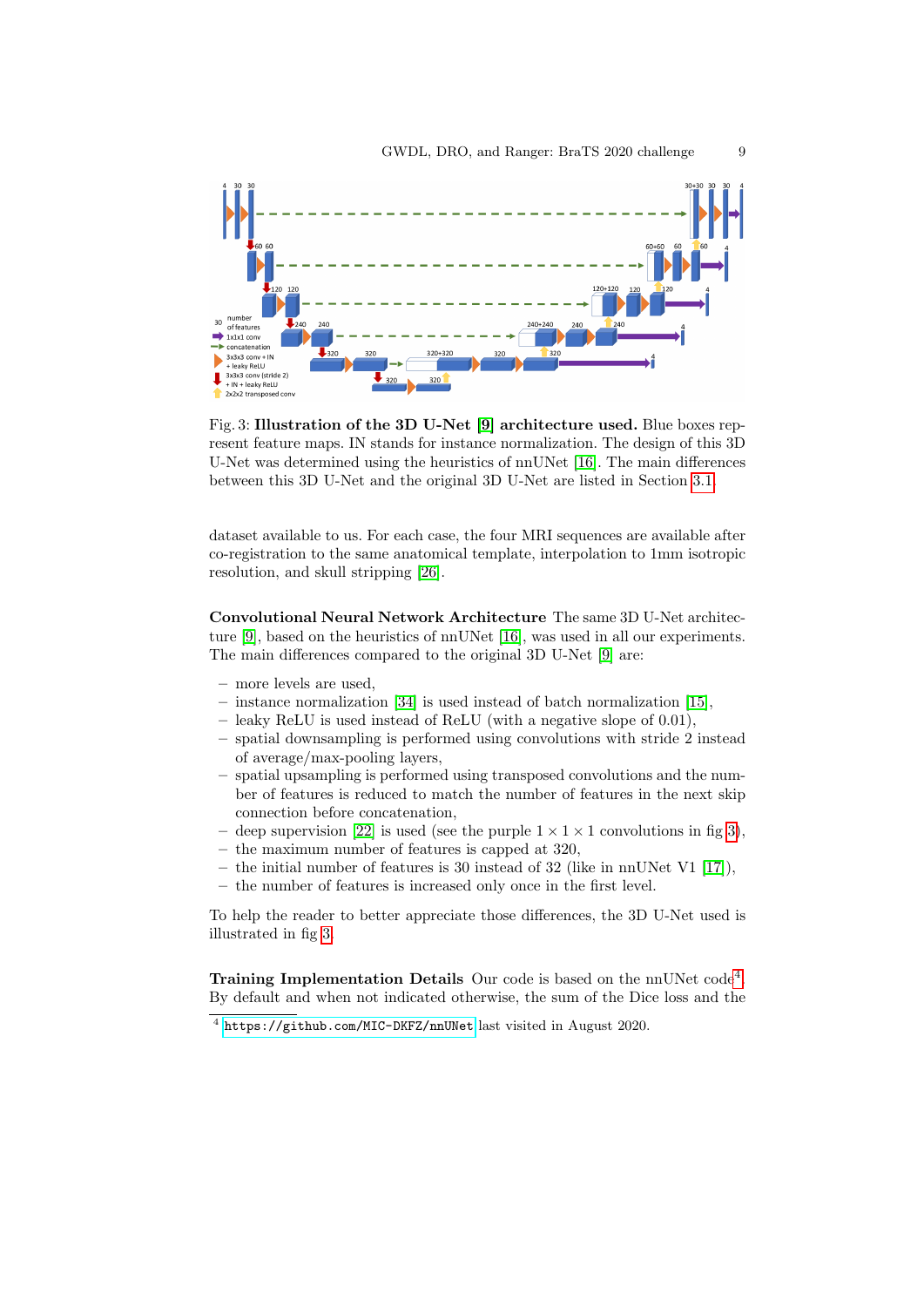Fig. 3: **Illustration of the 3D U-Net [9] architecture used.** Blue boxes represent feature maps. IN stands for instance normalization. The design of this 3D U-Net was determined using the heuristics of nnUNet [16]. The main differences between this 3D U-Net and the original 3D U-Net are listed in Section 3.1.

dataset available to us. For each case, the four MRI sequences are available after co-registration to the same anatomical template, interpolation to 1mm isotropic resolution, and skull stripping [26].

**Convolutional Neural Network Architecture** The same 3D U-Net architecture [9], based on the heuristics of nnUNet [16], was used in all our experiments. The main differences compared to the original 3D U-Net [9] are:

- more levels are used,
- instance normalization [34] is used instead of batch normalization [15],
- leaky ReLU is used instead of ReLU (with a negative slope of 0.01),
- spatial downsampling is performed using convolutions with stride 2 instead of average/max-pooling layers,
- spatial upsampling is performed using transposed convolutions and the number of features is reduced to match the number of features in the next skip connection before concatenation,
- deep supervision [22] is used (see the purple $1 \times 1 \times 1$ convolutions in fig 3),
- the maximum number of features is capped at 320,
- the initial number of features is 30 instead of 32 (like in nnUNet V1 [17]),
- the number of features is increased only once in the first level.

To help the reader to better appreciate those differences, the 3D U-Net used is illustrated in fig 3.

**Training Implementation Details** Our code is based on the nnUNet code[4]. By default and when not indicated otherwise, the sum of the Dice loss and the

[4] `https://github.com/MIC-DKFZ/nnUNet` last visited in August 2020.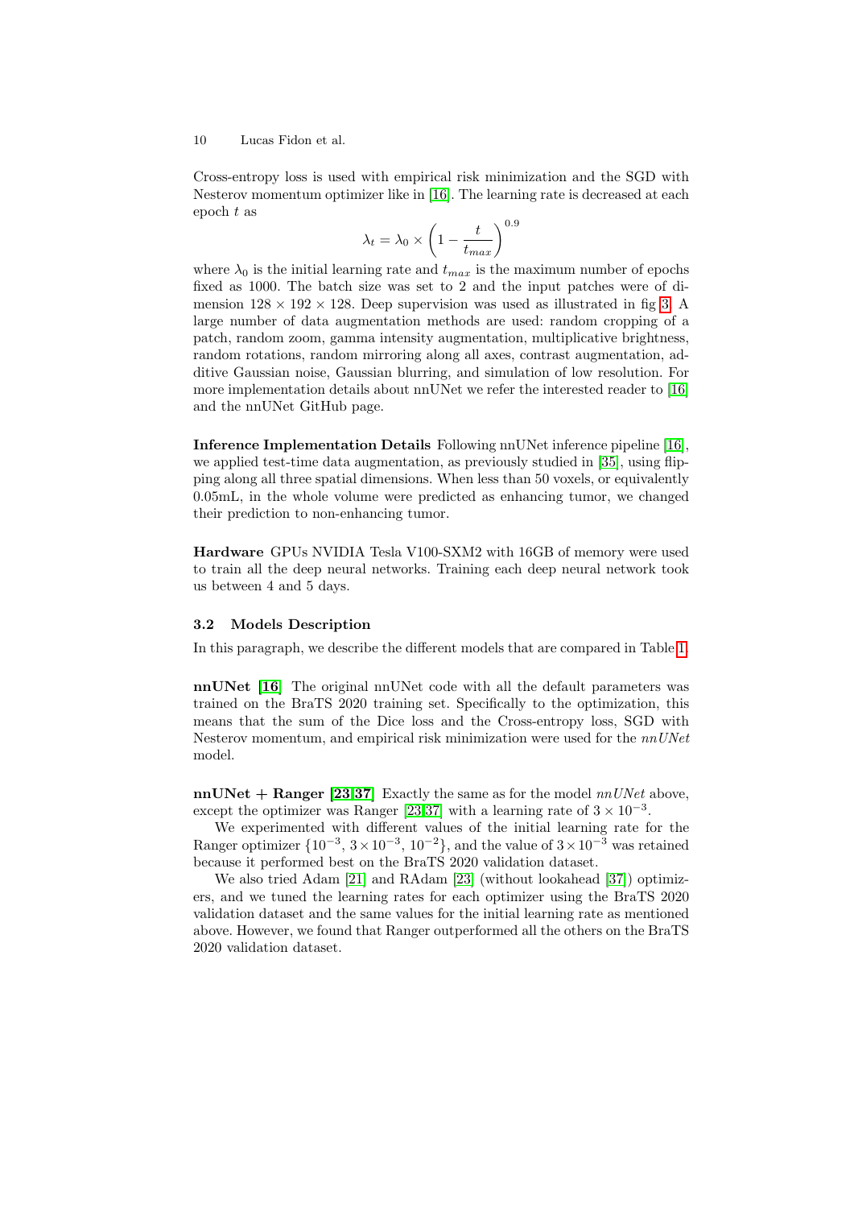Cross-entropy loss is used with empirical risk minimization and the SGD with Nesterov momentum optimizer like in [16]. The learning rate is decreased at each epoch $t$ as

$$\lambda_t = \lambda_0 \times \left(1 - \frac{t}{t_{max}}\right)^{0.9}$$

where $\lambda_0$ is the initial learning rate and $t_{max}$ is the maximum number of epochs fixed as 1000. The batch size was set to 2 and the input patches were of dimension $128 \times 192 \times 128$. Deep supervision was used as illustrated in fig 3. A large number of data augmentation methods are used: random cropping of a patch, random zoom, gamma intensity augmentation, multiplicative brightness, random rotations, random mirroring along all axes, contrast augmentation, additive Gaussian noise, Gaussian blurring, and simulation of low resolution. For more implementation details about nnUNet we refer the interested reader to [16] and the nnUNet GitHub page.

**Inference Implementation Details** Following nnUNet inference pipeline [16], we applied test-time data augmentation, as previously studied in [35], using flipping along all three spatial dimensions. When less than 50 voxels, or equivalently 0.05mL, in the whole volume were predicted as enhancing tumor, we changed their prediction to non-enhancing tumor.

**Hardware** GPUs NVIDIA Tesla V100-SXM2 with 16GB of memory were used to train all the deep neural networks. Training each deep neural network took us between 4 and 5 days.

### 3.2 Models Description

In this paragraph, we describe the different models that are compared in Table 1.

**nnUNet [16]** The original nnUNet code with all the default parameters was trained on the BraTS 2020 training set. Specifically to the optimization, this means that the sum of the Dice loss and the Cross-entropy loss, SGD with Nesterov momentum, and empirical risk minimization were used for the *nnUNet* model.

**nnUNet + Ranger [23,37]** Exactly the same as for the model *nnUNet* above, except the optimizer was Ranger [23,37] with a learning rate of $3 \times 10^{-3}$.

We experimented with different values of the initial learning rate for the Ranger optimizer $\{10^{-3}, 3 \times 10^{-3}, 10^{-2}\}$, and the value of $3 \times 10^{-3}$ was retained because it performed best on the BraTS 2020 validation dataset.

We also tried Adam [21] and RAdam [23] (without lookahead [37]) optimizers, and we tuned the learning rates for each optimizer using the BraTS 2020 validation dataset and the same values for the initial learning rate as mentioned above. However, we found that Ranger outperformed all the others on the BraTS 2020 validation dataset.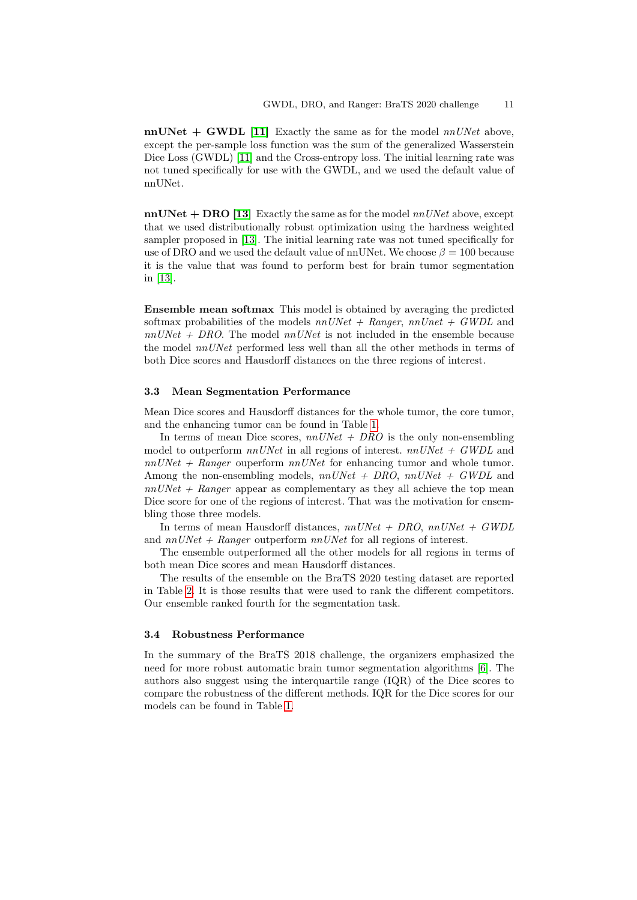**nnUNet + GWDL [11]** Exactly the same as for the model *nnUNet* above, except the per-sample loss function was the sum of the generalized Wasserstein Dice Loss (GWDL) [11] and the Cross-entropy loss. The initial learning rate was not tuned specifically for use with the GWDL, and we used the default value of nnUNet.

**nnUNet + DRO [13]** Exactly the same as for the model *nnUNet* above, except that we used distributionally robust optimization using the hardness weighted sampler proposed in [13]. The initial learning rate was not tuned specifically for use of DRO and we used the default value of nnUNet. We choose $\beta = 100$ because it is the value that was found to perform best for brain tumor segmentation in [13].

**Ensemble mean softmax** This model is obtained by averaging the predicted softmax probabilities of the models *nnUNet + Ranger*, *nnUnet + GWDL* and *nnUNet + DRO*. The model *nnUNet* is not included in the ensemble because the model *nnUNet* performed less well than all the other methods in terms of both Dice scores and Hausdorff distances on the three regions of interest.

### 3.3 Mean Segmentation Performance

Mean Dice scores and Hausdorff distances for the whole tumor, the core tumor, and the enhancing tumor can be found in Table 1.

In terms of mean Dice scores, *nnUNet + DRO* is the only non-ensembling model to outperform *nnUNet* in all regions of interest. *nnUNet + GWDL* and *nnUNet + Ranger* ouperform *nnUNet* for enhancing tumor and whole tumor. Among the non-ensembling models, *nnUNet + DRO*, *nnUNet + GWDL* and *nnUNet + Ranger* appear as complementary as they all achieve the top mean Dice score for one of the regions of interest. That was the motivation for ensembling those three models.

In terms of mean Hausdorff distances, *nnUNet + DRO*, *nnUNet + GWDL* and *nnUNet + Ranger* outperform *nnUNet* for all regions of interest.

The ensemble outperformed all the other models for all regions in terms of both mean Dice scores and mean Hausdorff distances.

The results of the ensemble on the BraTS 2020 testing dataset are reported in Table 2. It is those results that were used to rank the different competitors. Our ensemble ranked fourth for the segmentation task.

### 3.4 Robustness Performance

In the summary of the BraTS 2018 challenge, the organizers emphasized the need for more robust automatic brain tumor segmentation algorithms [6]. The authors also suggest using the interquartile range (IQR) of the Dice scores to compare the robustness of the different methods. IQR for the Dice scores for our models can be found in Table 1.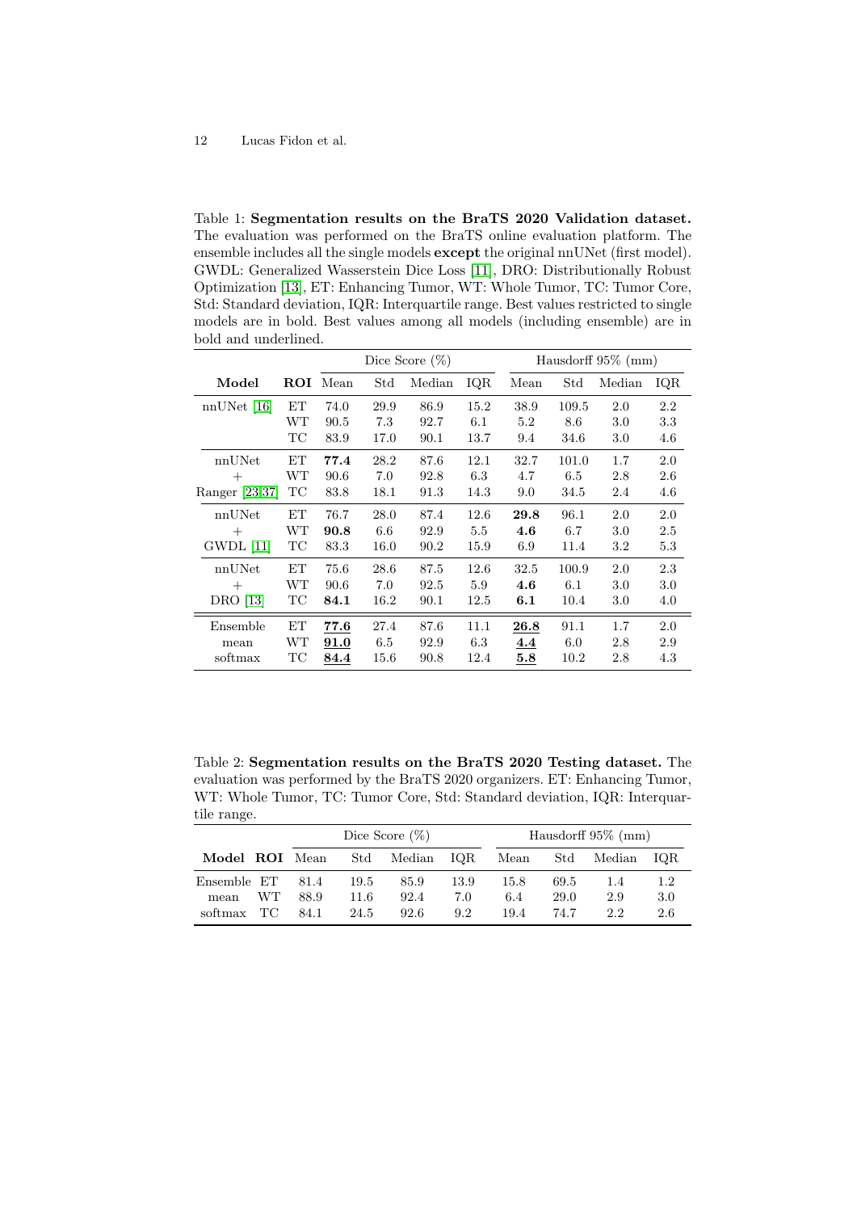Table 1: **Segmentation results on the BraTS 2020 Validation dataset.** The evaluation was performed on the BraTS online evaluation platform. The ensemble includes all the single models **except** the original nnUNet (first model). GWDL: Generalized Wasserstein Dice Loss [11], DRO: Distributionally Robust Optimization [13], ET: Enhancing Tumor, WT: Whole Tumor, TC: Tumor Core, Std: Standard deviation, IQR: Interquartile range. Best values restricted to single models are in bold. Best values among all models (including ensemble) are in bold and underlined.

| | | Dice Score (%) | | | | Hausdorff 95% (mm) | | | |
|---|---|---|---|---|---|---|---|---|---|
| **Model** | **ROI** | Mean | Std | Median | IQR | Mean | Std | Median | IQR |
| nnUNet [16] | ET | 74.0 | 29.9 | 86.9 | 15.2 | 38.9 | 109.5 | 2.0 | 2.2 |
| | WT | 90.5 | 7.3 | 92.7 | 6.1 | 5.2 | 8.6 | 3.0 | 3.3 |
| | TC | 83.9 | 17.0 | 90.1 | 13.7 | 9.4 | 34.6 | 3.0 | 4.6 |
| nnUNet | ET | **77.4** | 28.2 | 87.6 | 12.1 | 32.7 | 101.0 | 1.7 | 2.0 |
| + | WT | 90.6 | 7.0 | 92.8 | 6.3 | 4.7 | 6.5 | 2.8 | 2.6 |
| Ranger [23,37] | TC | 83.8 | 18.1 | 91.3 | 14.3 | 9.0 | 34.5 | 2.4 | 4.6 |
| nnUNet | ET | 76.7 | 28.0 | 87.4 | 12.6 | **29.8** | 96.1 | 2.0 | 2.0 |
| + | WT | **90.8** | 6.6 | 92.9 | 5.5 | **4.6** | 6.7 | 3.0 | 2.5 |
| GWDL [11] | TC | 83.3 | 16.0 | 90.2 | 15.9 | 6.9 | 11.4 | 3.2 | 5.3 |
| nnUNet | ET | 75.6 | 28.6 | 87.5 | 12.6 | 32.5 | 100.9 | 2.0 | 2.3 |
| + | WT | 90.6 | 7.0 | 92.5 | 5.9 | **4.6** | 6.1 | 3.0 | 3.0 |
| DRO [13] | TC | **84.1** | 16.2 | 90.1 | 12.5 | **6.1** | 10.4 | 3.0 | 4.0 |
| Ensemble | ET | **<u>77.6</u>** | 27.4 | 87.6 | 11.1 | **<u>26.8</u>** | 91.1 | 1.7 | 2.0 |
| mean | WT | **<u>91.0</u>** | 6.5 | 92.9 | 6.3 | **<u>4.4</u>** | 6.0 | 2.8 | 2.9 |
| softmax | TC | **<u>84.4</u>** | 15.6 | 90.8 | 12.4 | **<u>5.8</u>** | 10.2 | 2.8 | 4.3 |

Table 2: **Segmentation results on the BraTS 2020 Testing dataset.** The evaluation was performed by the BraTS 2020 organizers. ET: Enhancing Tumor, WT: Whole Tumor, TC: Tumor Core, Std: Standard deviation, IQR: Interquartile range.

| | | Dice Score (%) | | | | Hausdorff 95% (mm) | | | |
|---|---|---|---|---|---|---|---|---|---|
| **Model** | **ROI** | Mean | Std | Median | IQR | Mean | Std | Median | IQR |
| Ensemble | ET | 81.4 | 19.5 | 85.9 | 13.9 | 15.8 | 69.5 | 1.4 | 1.2 |
| mean | WT | 88.9 | 11.6 | 92.4 | 7.0 | 6.4 | 29.0 | 2.9 | 3.0 |
| softmax | TC | 84.1 | 24.5 | 92.6 | 9.2 | 19.4 | 74.7 | 2.2 | 2.6 |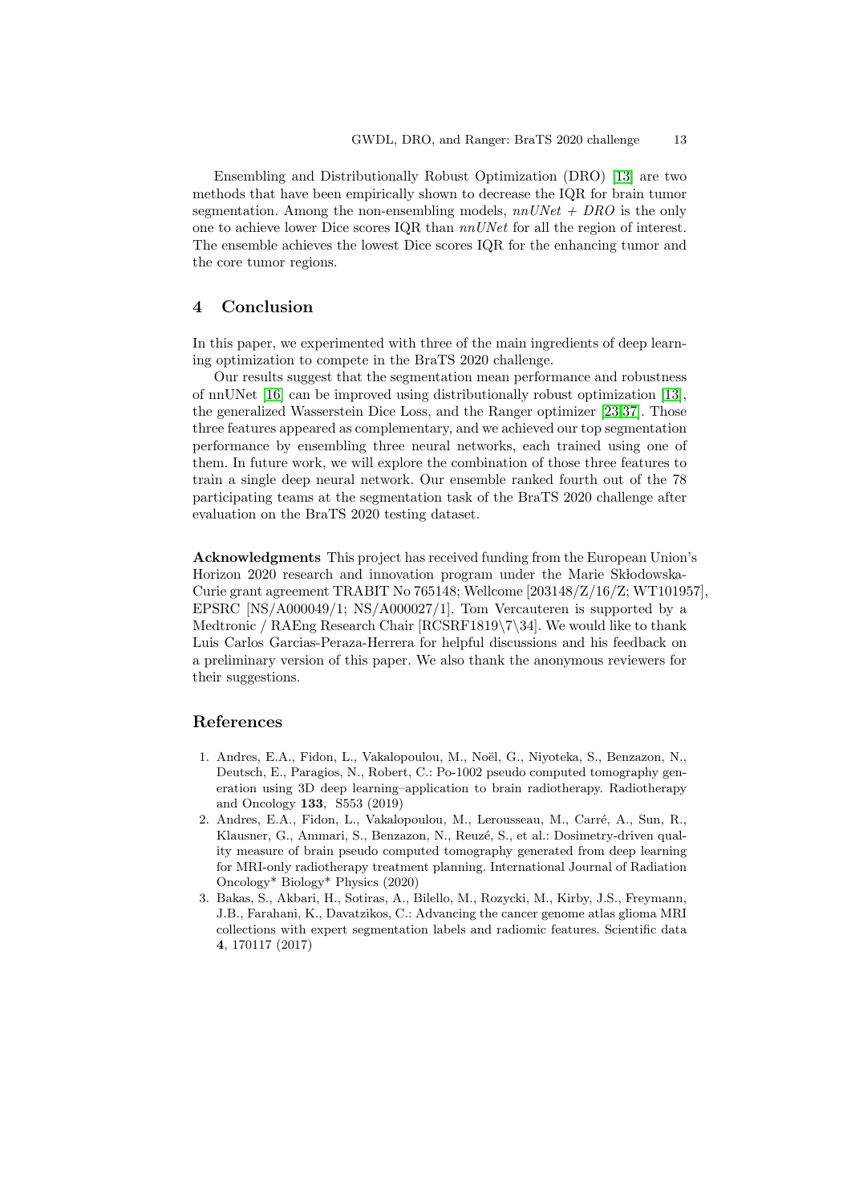Ensembling and Distributionally Robust Optimization (DRO) [13] are two methods that have been empirically shown to decrease the IQR for brain tumor segmentation. Among the non-ensembling models, *nnUNet + DRO* is the only one to achieve lower Dice scores IQR than *nnUNet* for all the region of interest. The ensemble achieves the lowest Dice scores IQR for the enhancing tumor and the core tumor regions.

## 4 Conclusion

In this paper, we experimented with three of the main ingredients of deep learning optimization to compete in the BraTS 2020 challenge.

Our results suggest that the segmentation mean performance and robustness of nnUNet [16] can be improved using distributionally robust optimization [13], the generalized Wasserstein Dice Loss, and the Ranger optimizer [23,37]. Those three features appeared as complementary, and we achieved our top segmentation performance by ensembling three neural networks, each trained using one of them. In future work, we will explore the combination of those three features to train a single deep neural network. Our ensemble ranked fourth out of the 78 participating teams at the segmentation task of the BraTS 2020 challenge after evaluation on the BraTS 2020 testing dataset.

**Acknowledgments** This project has received funding from the European Union's Horizon 2020 research and innovation program under the Marie Skłodowska-Curie grant agreement TRABIT No 765148; Wellcome [203148/Z/16/Z; WT101957], EPSRC [NS/A000049/1; NS/A000027/1]. Tom Vercauteren is supported by a Medtronic / RAEng Research Chair [RCSRF1819\7\34]. We would like to thank Luis Carlos Garcias-Peraza-Herrera for helpful discussions and his feedback on a preliminary version of this paper. We also thank the anonymous reviewers for their suggestions.

## References

1. Andres, E.A., Fidon, L., Vakalopoulou, M., Noël, G., Niyoteka, S., Benzazon, N., Deutsch, E., Paragios, N., Robert, C.: Po-1002 pseudo computed tomography generation using 3D deep learning–application to brain radiotherapy. Radiotherapy and Oncology **133**, S553 (2019)
2. Andres, E.A., Fidon, L., Vakalopoulou, M., Lerousseau, M., Carré, A., Sun, R., Klausner, G., Ammari, S., Benzazon, N., Reuzé, S., et al.: Dosimetry-driven quality measure of brain pseudo computed tomography generated from deep learning for MRI-only radiotherapy treatment planning. International Journal of Radiation Oncology* Biology* Physics (2020)
3. Bakas, S., Akbari, H., Sotiras, A., Bilello, M., Rozycki, M., Kirby, J.S., Freymann, J.B., Farahani, K., Davatzikos, C.: Advancing the cancer genome atlas glioma MRI collections with expert segmentation labels and radiomic features. Scientific data **4**, 170117 (2017)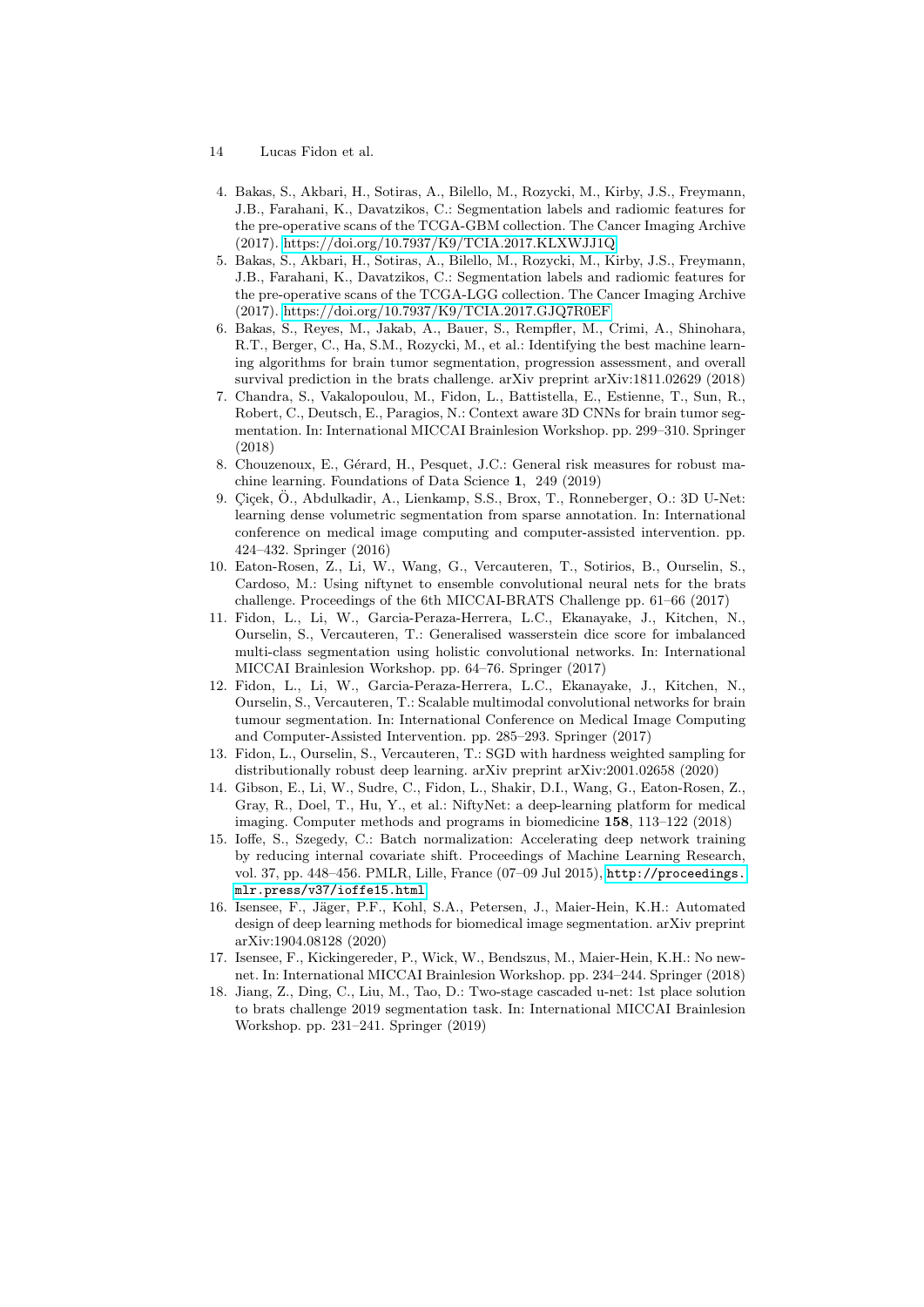4. Bakas, S., Akbari, H., Sotiras, A., Bilello, M., Rozycki, M., Kirby, J.S., Freymann, J.B., Farahani, K., Davatzikos, C.: Segmentation labels and radiomic features for the pre-operative scans of the TCGA-GBM collection. The Cancer Imaging Archive (2017). https://doi.org/10.7937/K9/TCIA.2017.KLXWJJ1Q
5. Bakas, S., Akbari, H., Sotiras, A., Bilello, M., Rozycki, M., Kirby, J.S., Freymann, J.B., Farahani, K., Davatzikos, C.: Segmentation labels and radiomic features for the pre-operative scans of the TCGA-LGG collection. The Cancer Imaging Archive (2017). https://doi.org/10.7937/K9/TCIA.2017.GJQ7R0EF
6. Bakas, S., Reyes, M., Jakab, A., Bauer, S., Rempfler, M., Crimi, A., Shinohara, R.T., Berger, C., Ha, S.M., Rozycki, M., et al.: Identifying the best machine learning algorithms for brain tumor segmentation, progression assessment, and overall survival prediction in the brats challenge. arXiv preprint arXiv:1811.02629 (2018)
7. Chandra, S., Vakalopoulou, M., Fidon, L., Battistella, E., Estienne, T., Sun, R., Robert, C., Deutsch, E., Paragios, N.: Context aware 3D CNNs for brain tumor segmentation. In: International MICCAI Brainlesion Workshop. pp. 299–310. Springer (2018)
8. Chouzenoux, E., Gérard, H., Pesquet, J.C.: General risk measures for robust machine learning. Foundations of Data Science **1**, 249 (2019)
9. Çiçek, Ö., Abdulkadir, A., Lienkamp, S.S., Brox, T., Ronneberger, O.: 3D U-Net: learning dense volumetric segmentation from sparse annotation. In: International conference on medical image computing and computer-assisted intervention. pp. 424–432. Springer (2016)
10. Eaton-Rosen, Z., Li, W., Wang, G., Vercauteren, T., Sotirios, B., Ourselin, S., Cardoso, M.: Using niftynet to ensemble convolutional neural nets for the brats challenge. Proceedings of the 6th MICCAI-BRATS Challenge pp. 61–66 (2017)
11. Fidon, L., Li, W., Garcia-Peraza-Herrera, L.C., Ekanayake, J., Kitchen, N., Ourselin, S., Vercauteren, T.: Generalised wasserstein dice score for imbalanced multi-class segmentation using holistic convolutional networks. In: International MICCAI Brainlesion Workshop. pp. 64–76. Springer (2017)
12. Fidon, L., Li, W., Garcia-Peraza-Herrera, L.C., Ekanayake, J., Kitchen, N., Ourselin, S., Vercauteren, T.: Scalable multimodal convolutional networks for brain tumour segmentation. In: International Conference on Medical Image Computing and Computer-Assisted Intervention. pp. 285–293. Springer (2017)
13. Fidon, L., Ourselin, S., Vercauteren, T.: SGD with hardness weighted sampling for distributionally robust deep learning. arXiv preprint arXiv:2001.02658 (2020)
14. Gibson, E., Li, W., Sudre, C., Fidon, L., Shakir, D.I., Wang, G., Eaton-Rosen, Z., Gray, R., Doel, T., Hu, Y., et al.: NiftyNet: a deep-learning platform for medical imaging. Computer methods and programs in biomedicine **158**, 113–122 (2018)
15. Ioffe, S., Szegedy, C.: Batch normalization: Accelerating deep network training by reducing internal covariate shift. Proceedings of Machine Learning Research, vol. 37, pp. 448–456. PMLR, Lille, France (07–09 Jul 2015), `http://proceedings.mlr.press/v37/ioffe15.html`
16. Isensee, F., Jäger, P.F., Kohl, S.A., Petersen, J., Maier-Hein, K.H.: Automated design of deep learning methods for biomedical image segmentation. arXiv preprint arXiv:1904.08128 (2020)
17. Isensee, F., Kickingereder, P., Wick, W., Bendszus, M., Maier-Hein, K.H.: No new-net. In: International MICCAI Brainlesion Workshop. pp. 234–244. Springer (2018)
18. Jiang, Z., Ding, C., Liu, M., Tao, D.: Two-stage cascaded u-net: 1st place solution to brats challenge 2019 segmentation task. In: International MICCAI Brainlesion Workshop. pp. 231–241. Springer (2019)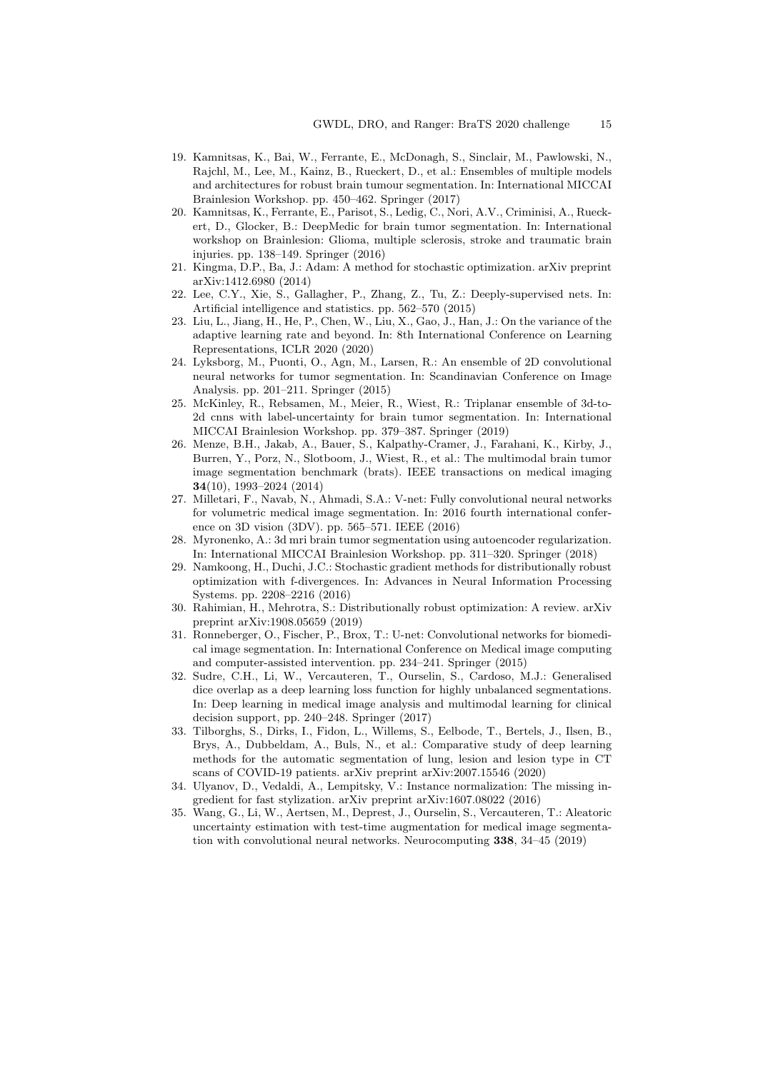19. Kamnitsas, K., Bai, W., Ferrante, E., McDonagh, S., Sinclair, M., Pawlowski, N., Rajchl, M., Lee, M., Kainz, B., Rueckert, D., et al.: Ensembles of multiple models and architectures for robust brain tumour segmentation. In: International MICCAI Brainlesion Workshop. pp. 450–462. Springer (2017)
20. Kamnitsas, K., Ferrante, E., Parisot, S., Ledig, C., Nori, A.V., Criminisi, A., Rueckert, D., Glocker, B.: DeepMedic for brain tumor segmentation. In: International workshop on Brainlesion: Glioma, multiple sclerosis, stroke and traumatic brain injuries. pp. 138–149. Springer (2016)
21. Kingma, D.P., Ba, J.: Adam: A method for stochastic optimization. arXiv preprint arXiv:1412.6980 (2014)
22. Lee, C.Y., Xie, S., Gallagher, P., Zhang, Z., Tu, Z.: Deeply-supervised nets. In: Artificial intelligence and statistics. pp. 562–570 (2015)
23. Liu, L., Jiang, H., He, P., Chen, W., Liu, X., Gao, J., Han, J.: On the variance of the adaptive learning rate and beyond. In: 8th International Conference on Learning Representations, ICLR 2020 (2020)
24. Lyksborg, M., Puonti, O., Agn, M., Larsen, R.: An ensemble of 2D convolutional neural networks for tumor segmentation. In: Scandinavian Conference on Image Analysis. pp. 201–211. Springer (2015)
25. McKinley, R., Rebsamen, M., Meier, R., Wiest, R.: Triplanar ensemble of 3d-to-2d cnns with label-uncertainty for brain tumor segmentation. In: International MICCAI Brainlesion Workshop. pp. 379–387. Springer (2019)
26. Menze, B.H., Jakab, A., Bauer, S., Kalpathy-Cramer, J., Farahani, K., Kirby, J., Burren, Y., Porz, N., Slotboom, J., Wiest, R., et al.: The multimodal brain tumor image segmentation benchmark (brats). IEEE transactions on medical imaging **34**(10), 1993–2024 (2014)
27. Milletari, F., Navab, N., Ahmadi, S.A.: V-net: Fully convolutional neural networks for volumetric medical image segmentation. In: 2016 fourth international conference on 3D vision (3DV). pp. 565–571. IEEE (2016)
28. Myronenko, A.: 3d mri brain tumor segmentation using autoencoder regularization. In: International MICCAI Brainlesion Workshop. pp. 311–320. Springer (2018)
29. Namkoong, H., Duchi, J.C.: Stochastic gradient methods for distributionally robust optimization with f-divergences. In: Advances in Neural Information Processing Systems. pp. 2208–2216 (2016)
30. Rahimian, H., Mehrotra, S.: Distributionally robust optimization: A review. arXiv preprint arXiv:1908.05659 (2019)
31. Ronneberger, O., Fischer, P., Brox, T.: U-net: Convolutional networks for biomedical image segmentation. In: International Conference on Medical image computing and computer-assisted intervention. pp. 234–241. Springer (2015)
32. Sudre, C.H., Li, W., Vercauteren, T., Ourselin, S., Cardoso, M.J.: Generalised dice overlap as a deep learning loss function for highly unbalanced segmentations. In: Deep learning in medical image analysis and multimodal learning for clinical decision support, pp. 240–248. Springer (2017)
33. Tilborghs, S., Dirks, I., Fidon, L., Willems, S., Eelbode, T., Bertels, J., Ilsen, B., Brys, A., Dubbeldam, A., Buls, N., et al.: Comparative study of deep learning methods for the automatic segmentation of lung, lesion and lesion type in CT scans of COVID-19 patients. arXiv preprint arXiv:2007.15546 (2020)
34. Ulyanov, D., Vedaldi, A., Lempitsky, V.: Instance normalization: The missing ingredient for fast stylization. arXiv preprint arXiv:1607.08022 (2016)
35. Wang, G., Li, W., Aertsen, M., Deprest, J., Ourselin, S., Vercauteren, T.: Aleatoric uncertainty estimation with test-time augmentation for medical image segmentation with convolutional neural networks. Neurocomputing **338**, 34–45 (2019)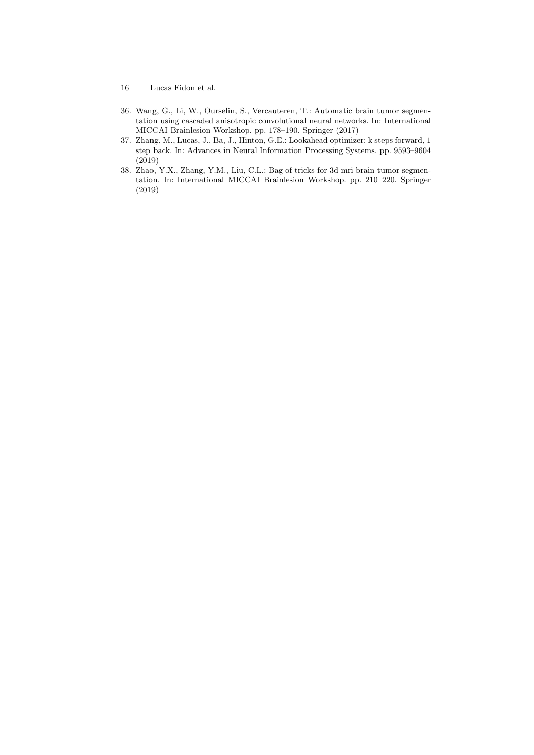36. Wang, G., Li, W., Ourselin, S., Vercauteren, T.: Automatic brain tumor segmentation using cascaded anisotropic convolutional neural networks. In: International MICCAI Brainlesion Workshop. pp. 178–190. Springer (2017)
37. Zhang, M., Lucas, J., Ba, J., Hinton, G.E.: Lookahead optimizer: k steps forward, 1 step back. In: Advances in Neural Information Processing Systems. pp. 9593–9604 (2019)
38. Zhao, Y.X., Zhang, Y.M., Liu, C.L.: Bag of tricks for 3d mri brain tumor segmentation. In: International MICCAI Brainlesion Workshop. pp. 210–220. Springer (2019)